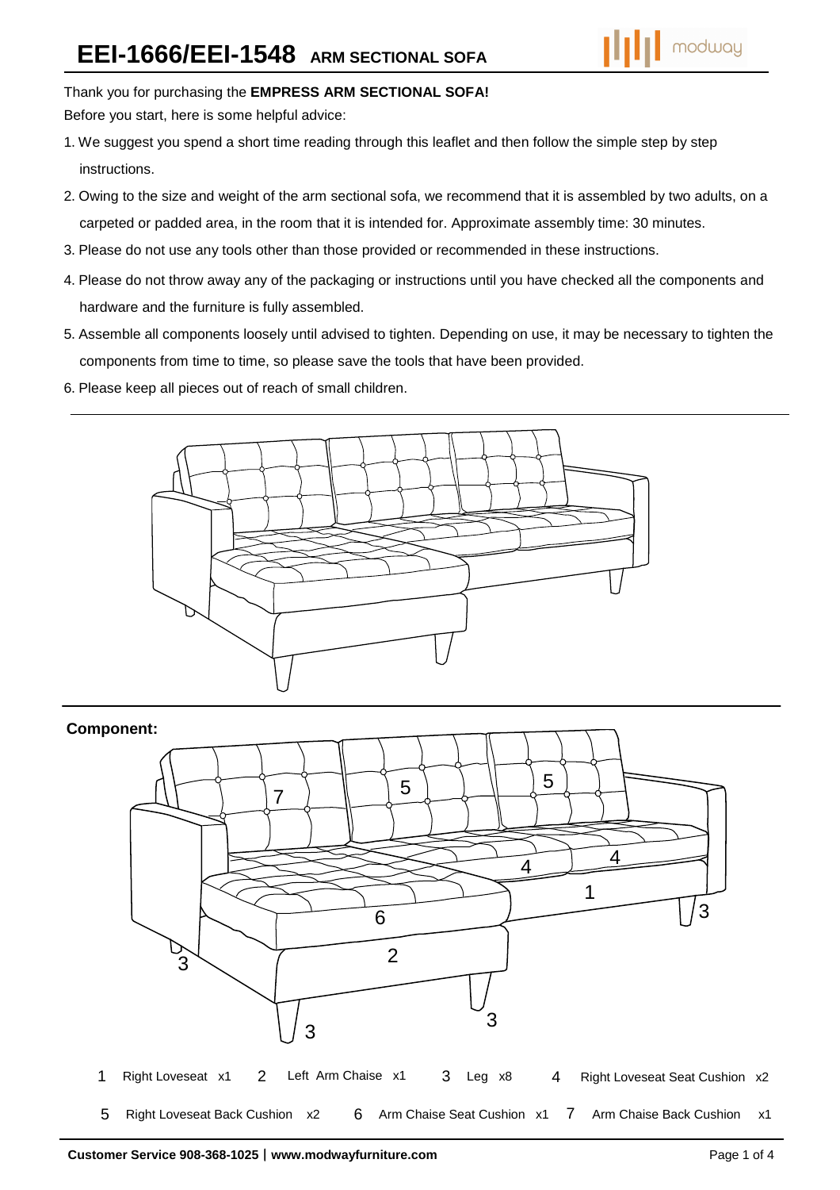# EEI-1666/EEI-1548 ARM SECTIONAL SOFA

Thank you for purchasing the **EMPRESS ARM SECTIONAL SOFA!**

Before you start, here is some helpful advice:

1. We suggest you spend a short time reading through this leaflet and then follow the simple step by step instructions.
2. Owing to the size and weight of the arm sectional sofa, we recommend that it is assembled by two adults, on a carpeted or padded area, in the room that it is intended for. Approximate assembly time: 30 minutes.
3. Please do not use any tools other than those provided or recommended in these instructions.
4. Please do not throw away any of the packaging or instructions until you have checked all the components and hardware and the furniture is fully assembled.
5. Assemble all components loosely until advised to tighten. Depending on use, it may be necessary to tighten the components from time to time, so please save the tools that have been provided.
6. Please keep all pieces out of reach of small children.

**Component:**

| No. | Component | Qty |
|---|---|---|
| 1 | Right Loveseat | x1 |
| 2 | Left Arm Chaise | x1 |
| 3 | Leg | x8 |
| 4 | Right Loveseat Seat Cushion | x2 |
| 5 | Right Loveseat Back Cushion | x2 |
| 6 | Arm Chaise Seat Cushion | x1 |
| 7 | Arm Chaise Back Cushion | x1 |

**Customer Service 908-368-1025 | www.modwayfurniture.com**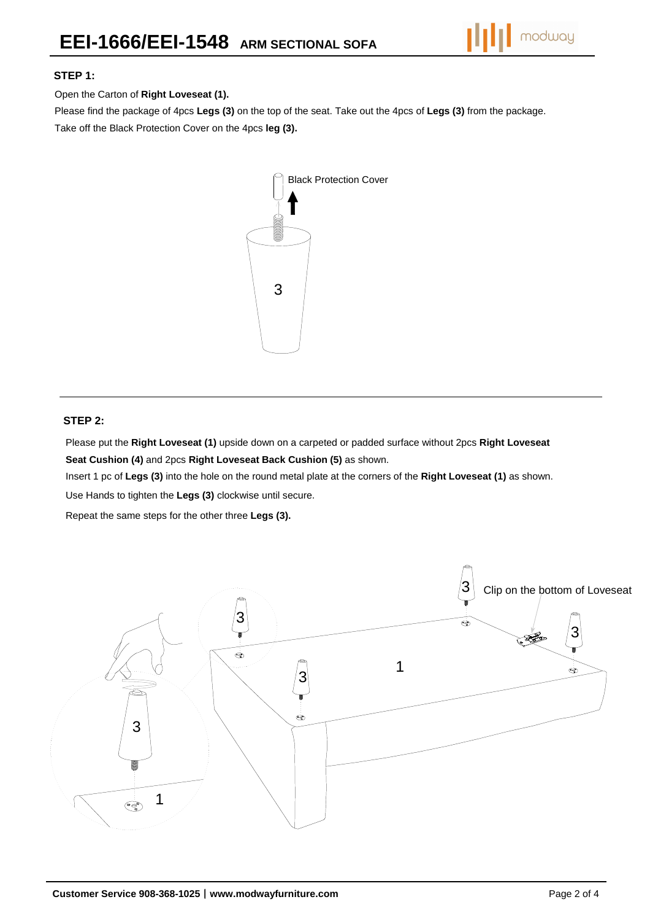# EEI-1666/EEI-1548 ARM SECTIONAL SOFA

**STEP 1:**

Open the Carton of **Right Loveseat (1).**

Please find the package of 4pcs **Legs (3)** on the top of the seat. Take out the 4pcs of **Legs (3)** from the package.

Take off the Black Protection Cover on the 4pcs **leg (3).**

Black Protection Cover

3

**STEP 2:**

Please put the **Right Loveseat (1)** upside down on a carpeted or padded surface without 2pcs **Right Loveseat Seat Cushion (4)** and 2pcs **Right Loveseat Back Cushion (5)** as shown.

Insert 1 pc of **Legs (3)** into the hole on the round metal plate at the corners of the **Right Loveseat (1)** as shown.

Use Hands to tighten the **Legs (3)** clockwise until secure.

Repeat the same steps for the other three **Legs (3).**

Clip on the bottom of Loveseat

**Customer Service 908-368-1025 | www.modwayfurniture.com**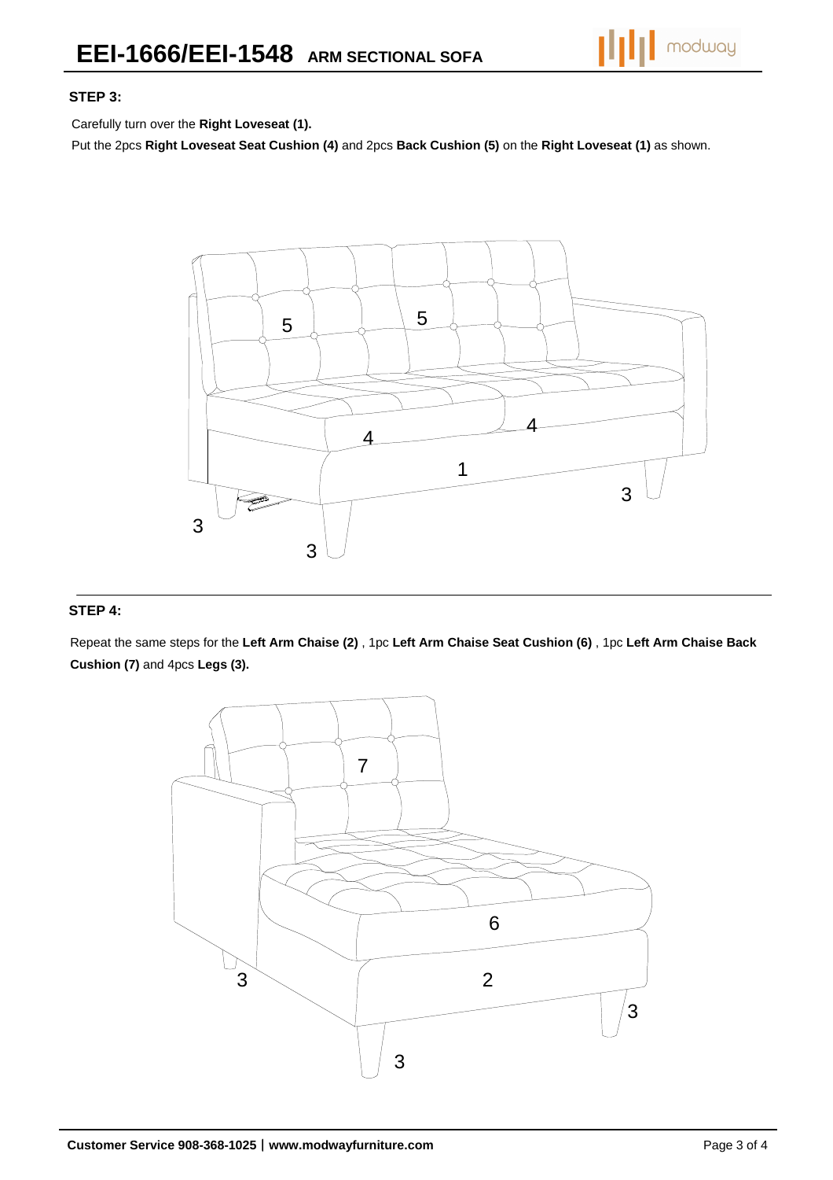# EEI-1666/EEI-1548 ARM SECTIONAL SOFA

**STEP 3:**

Carefully turn over the **Right Loveseat (1).**

Put the 2pcs **Right Loveseat Seat Cushion (4)** and 2pcs **Back Cushion (5)** on the **Right Loveseat (1)** as shown.

**STEP 4:**

Repeat the same steps for the **Left Arm Chaise (2)** , 1pc **Left Arm Chaise Seat Cushion (6)** , 1pc **Left Arm Chaise Back Cushion (7)** and 4pcs **Legs (3).**

**Customer Service 908-368-1025 | www.modwayfurniture.com**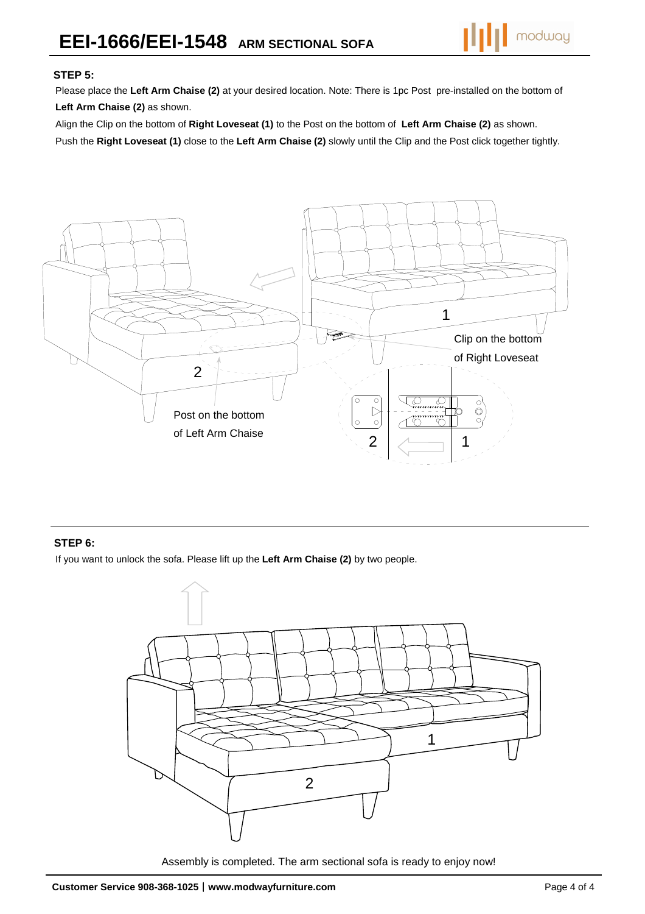# EEI-1666/EEI-1548 ARM SECTIONAL SOFA

### STEP 5:

Please place the **Left Arm Chaise (2)** at your desired location. Note: There is 1pc Post pre-installed on the bottom of **Left Arm Chaise (2)** as shown.

Align the Clip on the bottom of **Right Loveseat (1)** to the Post on the bottom of **Left Arm Chaise (2)** as shown.

Push the **Right Loveseat (1)** close to the **Left Arm Chaise (2)** slowly until the Clip and the Post click together tightly.

1

Clip on the bottom of Right Loveseat

2

Post on the bottom of Left Arm Chaise

2

1

### STEP 6:

If you want to unlock the sofa. Please lift up the **Left Arm Chaise (2)** by two people.

1

2

Assembly is completed. The arm sectional sofa is ready to enjoy now!

**Customer Service 908-368-1025 | www.modwayfurniture.com**